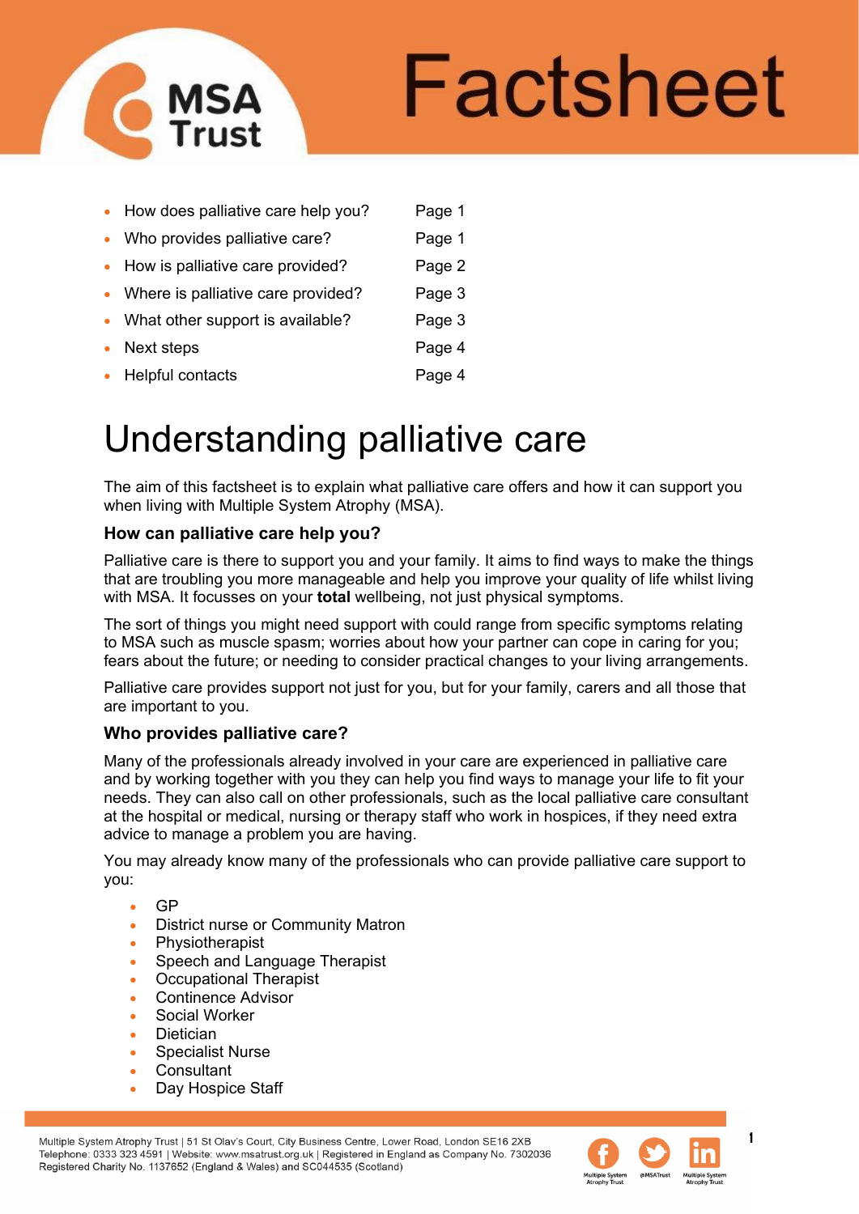# Factsheet

- How does palliative care help you? Page 1
- Who provides palliative care? Page 1
- How is palliative care provided? Page 2
- Where is palliative care provided? Page 3
- What other support is available? Page 3
- Next steps Page 4
- Helpful contacts Page 4

# Understanding palliative care

The aim of this factsheet is to explain what palliative care offers and how it can support you when living with Multiple System Atrophy (MSA).

### How can palliative care help you?

Palliative care is there to support you and your family. It aims to find ways to make the things that are troubling you more manageable and help you improve your quality of life whilst living with MSA. It focusses on your **total** wellbeing, not just physical symptoms.

The sort of things you might need support with could range from specific symptoms relating to MSA such as muscle spasm; worries about how your partner can cope in caring for you; fears about the future; or needing to consider practical changes to your living arrangements.

Palliative care provides support not just for you, but for your family, carers and all those that are important to you.

### Who provides palliative care?

Many of the professionals already involved in your care are experienced in palliative care and by working together with you they can help you find ways to manage your life to fit your needs. They can also call on other professionals, such as the local palliative care consultant at the hospital or medical, nursing or therapy staff who work in hospices, if they need extra advice to manage a problem you are having.

You may already know many of the professionals who can provide palliative care support to you:

- GP
- District nurse or Community Matron
- Physiotherapist
- Speech and Language Therapist
- Occupational Therapist
- Continence Advisor
- Social Worker
- Dietician
- Specialist Nurse
- Consultant
- Day Hospice Staff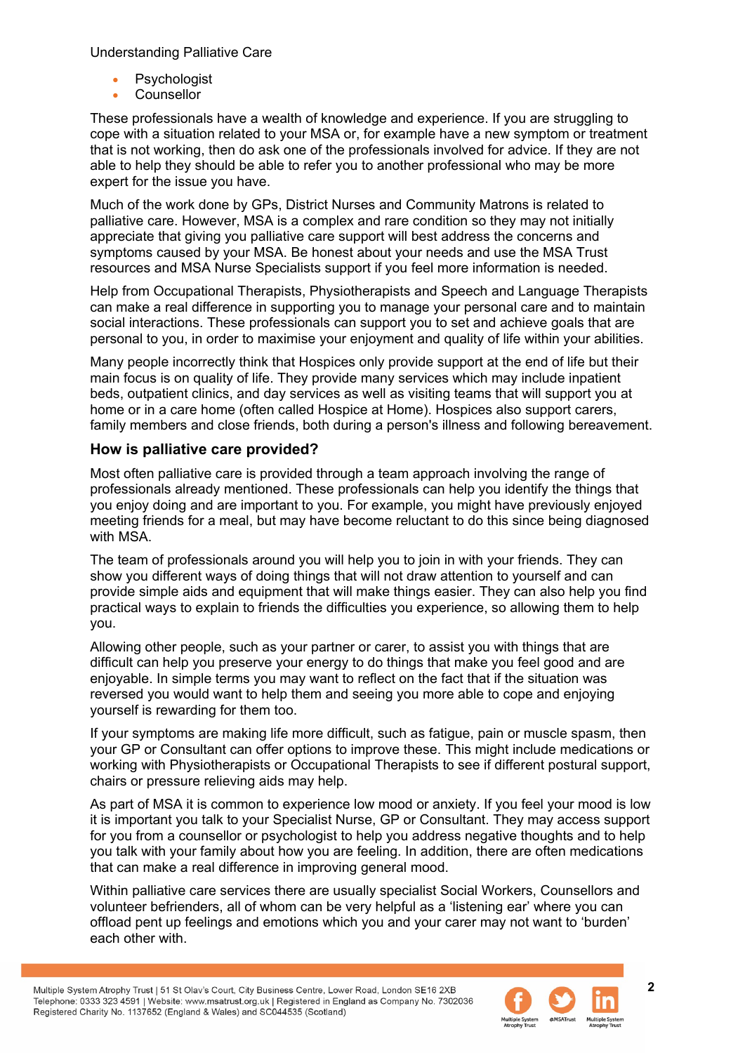- Psychologist
- Counsellor

These professionals have a wealth of knowledge and experience. If you are struggling to cope with a situation related to your MSA or, for example have a new symptom or treatment that is not working, then do ask one of the professionals involved for advice. If they are not able to help they should be able to refer you to another professional who may be more expert for the issue you have.

Much of the work done by GPs, District Nurses and Community Matrons is related to palliative care. However, MSA is a complex and rare condition so they may not initially appreciate that giving you palliative care support will best address the concerns and symptoms caused by your MSA. Be honest about your needs and use the MSA Trust resources and MSA Nurse Specialists support if you feel more information is needed.

Help from Occupational Therapists, Physiotherapists and Speech and Language Therapists can make a real difference in supporting you to manage your personal care and to maintain social interactions. These professionals can support you to set and achieve goals that are personal to you, in order to maximise your enjoyment and quality of life within your abilities.

Many people incorrectly think that Hospices only provide support at the end of life but their main focus is on quality of life. They provide many services which may include inpatient beds, outpatient clinics, and day services as well as visiting teams that will support you at home or in a care home (often called Hospice at Home). Hospices also support carers, family members and close friends, both during a person's illness and following bereavement.

### How is palliative care provided?

Most often palliative care is provided through a team approach involving the range of professionals already mentioned. These professionals can help you identify the things that you enjoy doing and are important to you. For example, you might have previously enjoyed meeting friends for a meal, but may have become reluctant to do this since being diagnosed with MSA.

The team of professionals around you will help you to join in with your friends. They can show you different ways of doing things that will not draw attention to yourself and can provide simple aids and equipment that will make things easier. They can also help you find practical ways to explain to friends the difficulties you experience, so allowing them to help you.

Allowing other people, such as your partner or carer, to assist you with things that are difficult can help you preserve your energy to do things that make you feel good and are enjoyable. In simple terms you may want to reflect on the fact that if the situation was reversed you would want to help them and seeing you more able to cope and enjoying yourself is rewarding for them too.

If your symptoms are making life more difficult, such as fatigue, pain or muscle spasm, then your GP or Consultant can offer options to improve these. This might include medications or working with Physiotherapists or Occupational Therapists to see if different postural support, chairs or pressure relieving aids may help.

As part of MSA it is common to experience low mood or anxiety. If you feel your mood is low it is important you talk to your Specialist Nurse, GP or Consultant. They may access support for you from a counsellor or psychologist to help you address negative thoughts and to help you talk with your family about how you are feeling. In addition, there are often medications that can make a real difference in improving general mood.

Within palliative care services there are usually specialist Social Workers, Counsellors and volunteer befrienders, all of whom can be very helpful as a 'listening ear' where you can offload pent up feelings and emotions which you and your carer may not want to 'burden' each other with.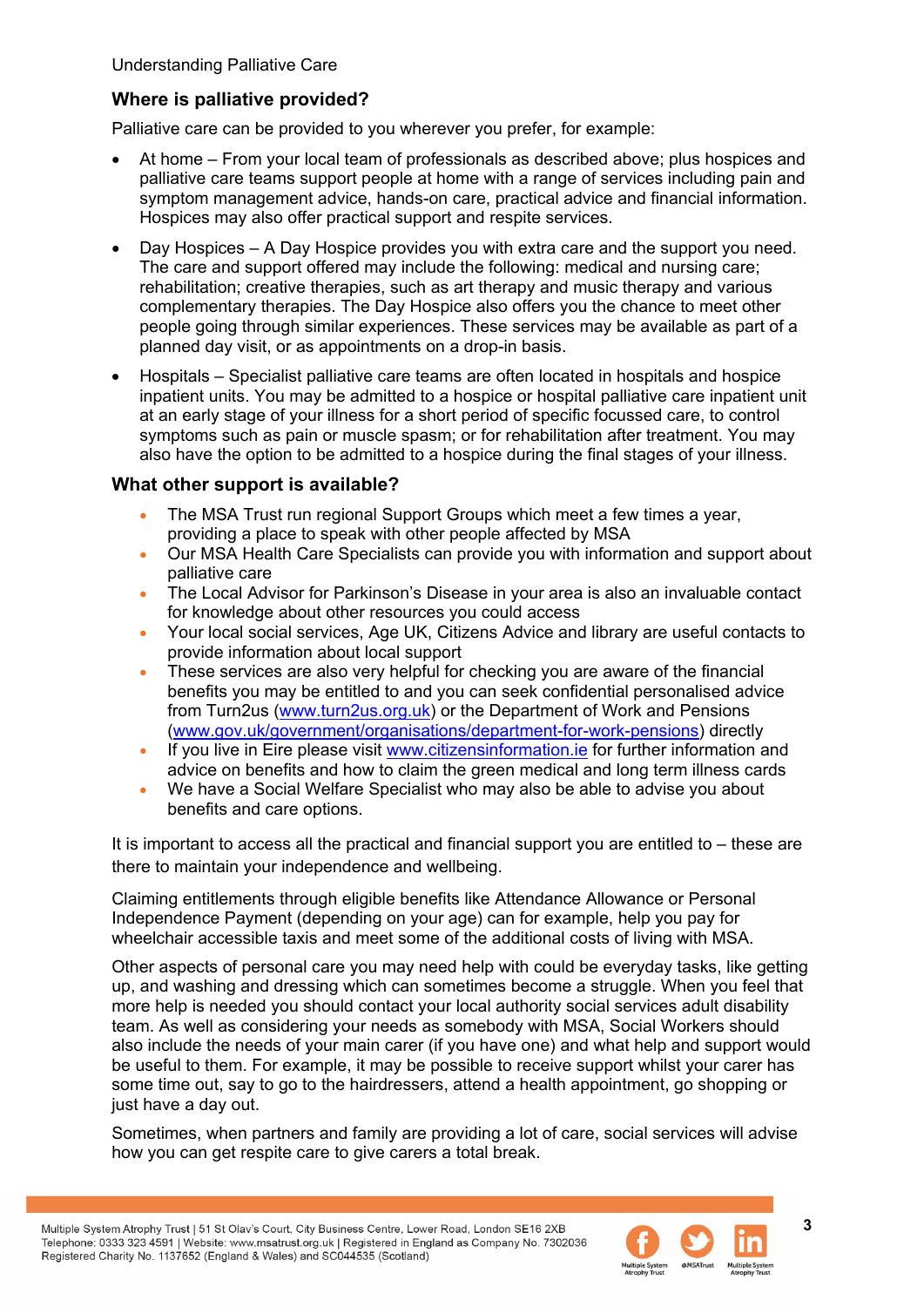## Where is palliative provided?

Palliative care can be provided to you wherever you prefer, for example:

- At home – From your local team of professionals as described above; plus hospices and palliative care teams support people at home with a range of services including pain and symptom management advice, hands-on care, practical advice and financial information. Hospices may also offer practical support and respite services.
- Day Hospices – A Day Hospice provides you with extra care and the support you need. The care and support offered may include the following: medical and nursing care; rehabilitation; creative therapies, such as art therapy and music therapy and various complementary therapies. The Day Hospice also offers you the chance to meet other people going through similar experiences. These services may be available as part of a planned day visit, or as appointments on a drop-in basis.
- Hospitals – Specialist palliative care teams are often located in hospitals and hospice inpatient units. You may be admitted to a hospice or hospital palliative care inpatient unit at an early stage of your illness for a short period of specific focussed care, to control symptoms such as pain or muscle spasm; or for rehabilitation after treatment. You may also have the option to be admitted to a hospice during the final stages of your illness.

## What other support is available?

- The MSA Trust run regional Support Groups which meet a few times a year, providing a place to speak with other people affected by MSA
- Our MSA Health Care Specialists can provide you with information and support about palliative care
- The Local Advisor for Parkinson's Disease in your area is also an invaluable contact for knowledge about other resources you could access
- Your local social services, Age UK, Citizens Advice and library are useful contacts to provide information about local support
- These services are also very helpful for checking you are aware of the financial benefits you may be entitled to and you can seek confidential personalised advice from Turn2us (www.turn2us.org.uk) or the Department of Work and Pensions (www.gov.uk/government/organisations/department-for-work-pensions) directly
- If you live in Eire please visit www.citizensinformation.ie for further information and advice on benefits and how to claim the green medical and long term illness cards
- We have a Social Welfare Specialist who may also be able to advise you about benefits and care options.

It is important to access all the practical and financial support you are entitled to – these are there to maintain your independence and wellbeing.

Claiming entitlements through eligible benefits like Attendance Allowance or Personal Independence Payment (depending on your age) can for example, help you pay for wheelchair accessible taxis and meet some of the additional costs of living with MSA.

Other aspects of personal care you may need help with could be everyday tasks, like getting up, and washing and dressing which can sometimes become a struggle. When you feel that more help is needed you should contact your local authority social services adult disability team. As well as considering your needs as somebody with MSA, Social Workers should also include the needs of your main carer (if you have one) and what help and support would be useful to them. For example, it may be possible to receive support whilst your carer has some time out, say to go to the hairdressers, attend a health appointment, go shopping or just have a day out.

Sometimes, when partners and family are providing a lot of care, social services will advise how you can get respite care to give carers a total break.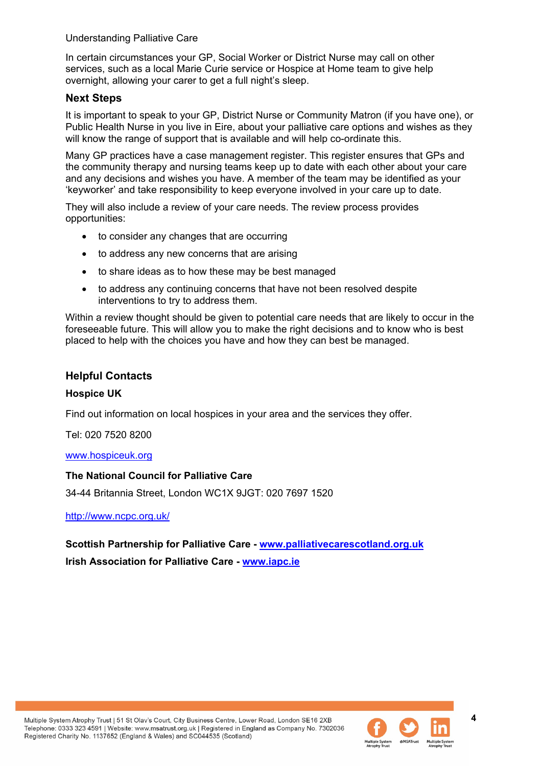In certain circumstances your GP, Social Worker or District Nurse may call on other services, such as a local Marie Curie service or Hospice at Home team to give help overnight, allowing your carer to get a full night's sleep.

## Next Steps

It is important to speak to your GP, District Nurse or Community Matron (if you have one), or Public Health Nurse in you live in Eire, about your palliative care options and wishes as they will know the range of support that is available and will help co-ordinate this.

Many GP practices have a case management register. This register ensures that GPs and the community therapy and nursing teams keep up to date with each other about your care and any decisions and wishes you have. A member of the team may be identified as your 'keyworker' and take responsibility to keep everyone involved in your care up to date.

They will also include a review of your care needs. The review process provides opportunities:

- to consider any changes that are occurring
- to address any new concerns that are arising
- to share ideas as to how these may be best managed
- to address any continuing concerns that have not been resolved despite interventions to try to address them.

Within a review thought should be given to potential care needs that are likely to occur in the foreseeable future. This will allow you to make the right decisions and to know who is best placed to help with the choices you have and how they can best be managed.

## Helpful Contacts

### Hospice UK

Find out information on local hospices in your area and the services they offer.

Tel: 020 7520 8200

www.hospiceuk.org

### The National Council for Palliative Care

34-44 Britannia Street, London WC1X 9JGT: 020 7697 1520

http://www.ncpc.org.uk/

**Scottish Partnership for Palliative Care - www.palliativecarescotland.org.uk**

**Irish Association for Palliative Care - www.iapc.ie**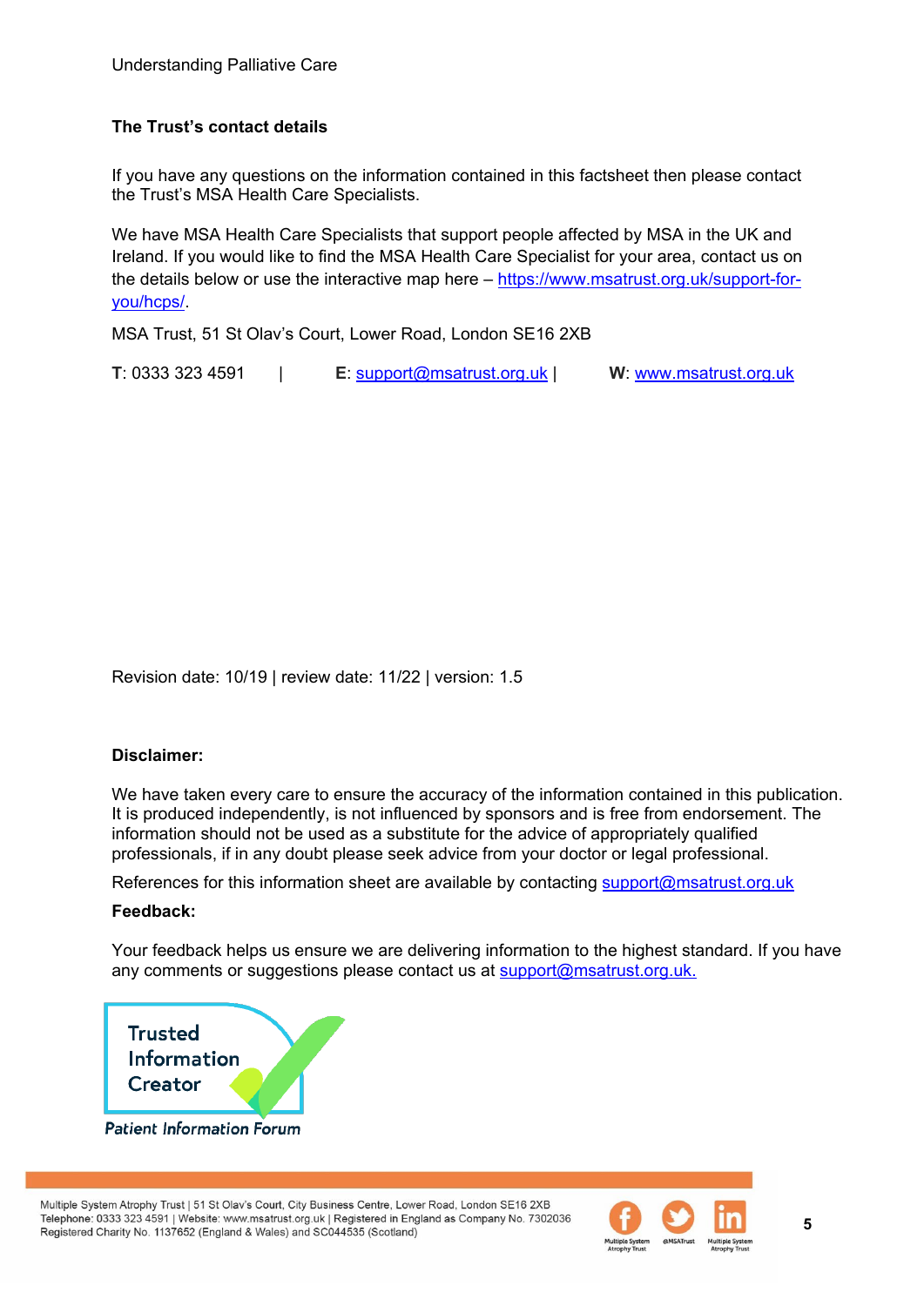**The Trust's contact details**

If you have any questions on the information contained in this factsheet then please contact the Trust's MSA Health Care Specialists.

We have MSA Health Care Specialists that support people affected by MSA in the UK and Ireland. If you would like to find the MSA Health Care Specialist for your area, contact us on the details below or use the interactive map here – https://www.msatrust.org.uk/support-for-you/hcps/.

MSA Trust, 51 St Olav's Court, Lower Road, London SE16 2XB

**T**: 0333 323 4591 | **E**: support@msatrust.org.uk | **W**: www.msatrust.org.uk

Revision date: 10/19 | review date: 11/22 | version: 1.5

**Disclaimer:**

We have taken every care to ensure the accuracy of the information contained in this publication. It is produced independently, is not influenced by sponsors and is free from endorsement. The information should not be used as a substitute for the advice of appropriately qualified professionals, if in any doubt please seek advice from your doctor or legal professional.

References for this information sheet are available by contacting support@msatrust.org.uk

**Feedback:**

Your feedback helps us ensure we are delivering information to the highest standard. If you have any comments or suggestions please contact us at support@msatrust.org.uk.

Trusted Information Creator

*Patient Information Forum*

Multiple System Atrophy Trust | 51 St Olav's Court, City Business Centre, Lower Road, London SE16 2XB
Telephone: 0333 323 4591 | Website: www.msatrust.org.uk | Registered in England as Company No. 7302036
Registered Charity No. 1137652 (England & Wales) and SC044535 (Scotland)